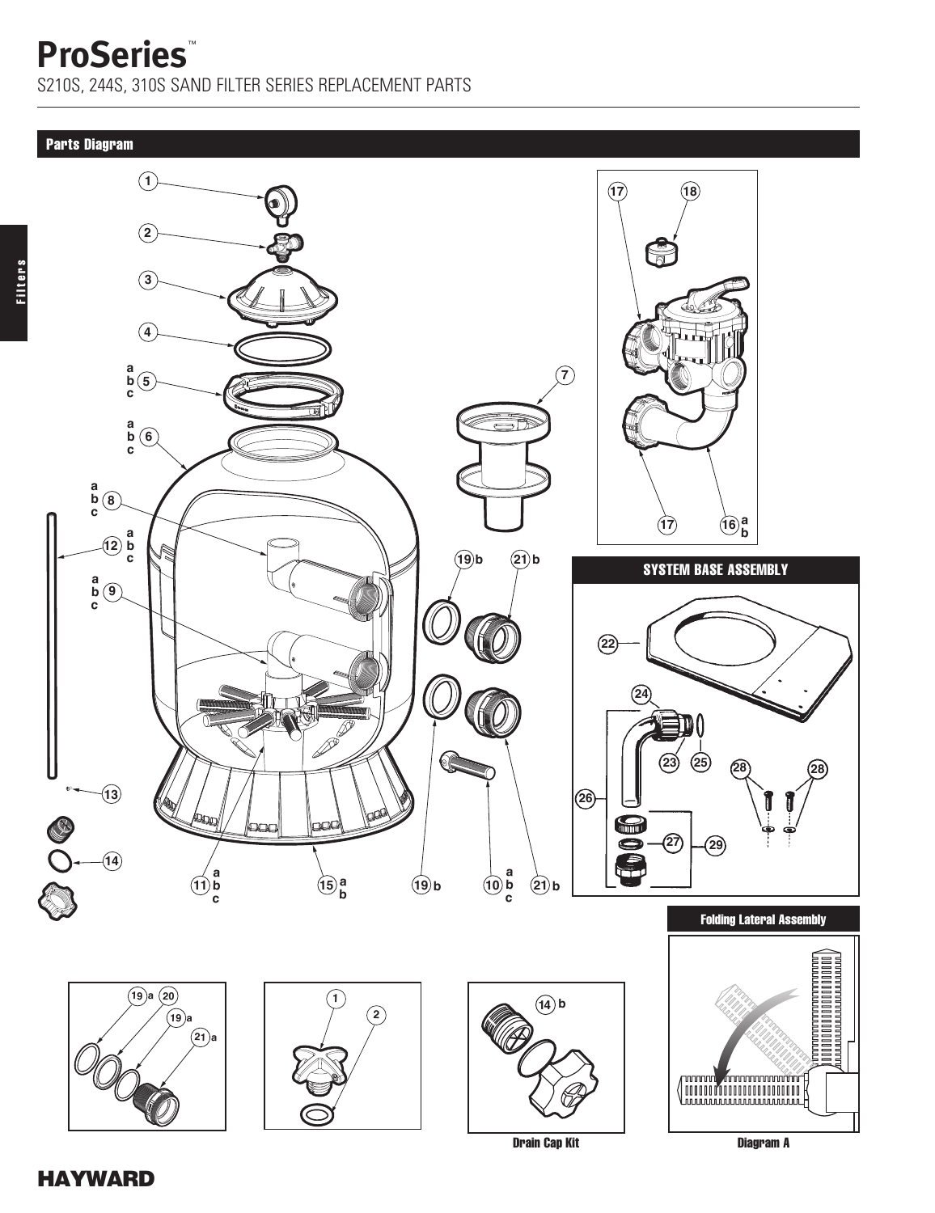# ProSeries™

S210S, 244S, 310S SAND FILTER SERIES REPLACEMENT PARTS

## Parts Diagram

### SYSTEM BASE ASSEMBLY

### Folding Lateral Assembly

Drain Cap Kit

Diagram A

HAYWARD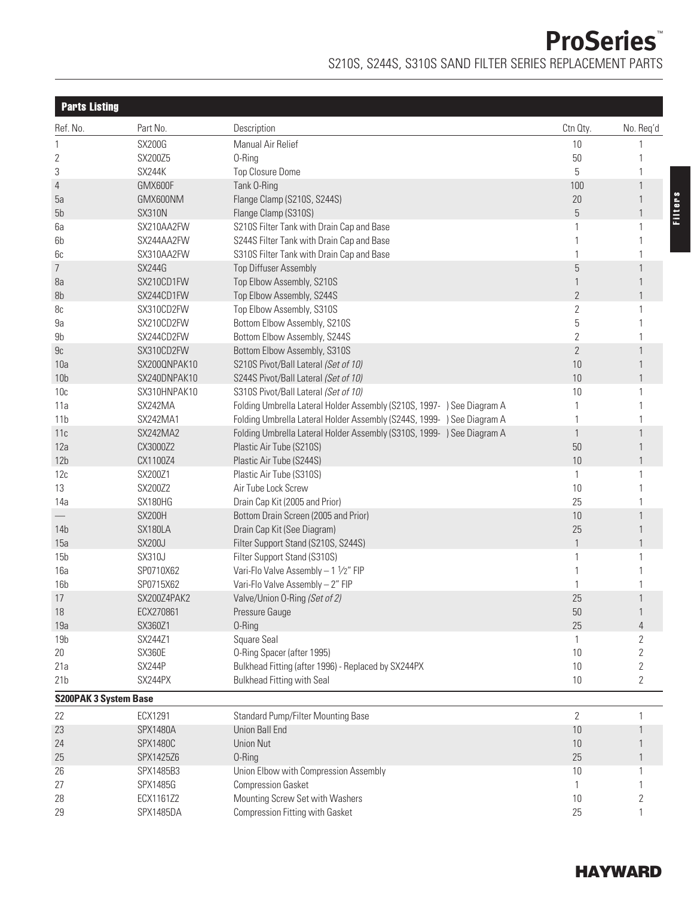# ProSeries™

S210S, S244S, S310S SAND FILTER SERIES REPLACEMENT PARTS

## Parts Listing

| Ref. No. | Part No. | Description | Ctn Qty. | No. Req'd |
|---|---|---|---|---|
| 1 | SX200G | Manual Air Relief | 10 | 1 |
| 2 | SX200Z5 | O-Ring | 50 | 1 |
| 3 | SX244K | Top Closure Dome | 5 | 1 |
| 4 | GMX600F | Tank O-Ring | 100 | 1 |
| 5a | GMX600NM | Flange Clamp (S210S, S244S) | 20 | 1 |
| 5b | SX310N | Flange Clamp (S310S) | 5 | 1 |
| 6a | SX210AA2FW | S210S Filter Tank with Drain Cap and Base | 1 | 1 |
| 6b | SX244AA2FW | S244S Filter Tank with Drain Cap and Base | 1 | 1 |
| 6c | SX310AA2FW | S310S Filter Tank with Drain Cap and Base | 1 | 1 |
| 7 | SX244G | Top Diffuser Assembly | 5 | 1 |
| 8a | SX210CD1FW | Top Elbow Assembly, S210S | 1 | 1 |
| 8b | SX244CD1FW | Top Elbow Assembly, S244S | 2 | 1 |
| 8c | SX310CD2FW | Top Elbow Assembly, S310S | 2 | 1 |
| 9a | SX210CD2FW | Bottom Elbow Assembly, S210S | 5 | 1 |
| 9b | SX244CD2FW | Bottom Elbow Assembly, S244S | 2 | 1 |
| 9c | SX310CD2FW | Bottom Elbow Assembly, S310S | 2 | 1 |
| 10a | SX200QNPAK10 | S210S Pivot/Ball Lateral *(Set of 10)* | 10 | 1 |
| 10b | SX240DNPAK10 | S244S Pivot/Ball Lateral *(Set of 10)* | 10 | 1 |
| 10c | SX310HNPAK10 | S310S Pivot/Ball Lateral *(Set of 10)* | 10 | 1 |
| 11a | SX242MA | Folding Umbrella Lateral Holder Assembly (S210S, 1997- ) See Diagram A | 1 | 1 |
| 11b | SX242MA1 | Folding Umbrella Lateral Holder Assembly (S244S, 1999- ) See Diagram A | 1 | 1 |
| 11c | SX242MA2 | Folding Umbrella Lateral Holder Assembly (S310S, 1999- ) See Diagram A | 1 | 1 |
| 12a | CX3000Z2 | Plastic Air Tube (S210S) | 50 | 1 |
| 12b | CX1100Z4 | Plastic Air Tube (S244S) | 10 | 1 |
| 12c | SX200Z1 | Plastic Air Tube (S310S) | 1 | 1 |
| 13 | SX200Z2 | Air Tube Lock Screw | 10 | 1 |
| 14a | SX180HG | Drain Cap Kit (2005 and Prior) | 25 | 1 |
| — | SX200H | Bottom Drain Screen (2005 and Prior) | 10 | 1 |
| 14b | SX180LA | Drain Cap Kit (See Diagram) | 25 | 1 |
| 15a | SX200J | Filter Support Stand (S210S, S244S) | 1 | 1 |
| 15b | SX310J | Filter Support Stand (S310S) | 1 | 1 |
| 16a | SP0710X62 | Vari-Flo Valve Assembly – 1 ½" FIP | 1 | 1 |
| 16b | SP0715X62 | Vari-Flo Valve Assembly – 2" FIP | 1 | 1 |
| 17 | SX200Z4PAK2 | Valve/Union O-Ring *(Set of 2)* | 25 | 1 |
| 18 | ECX270861 | Pressure Gauge | 50 | 1 |
| 19a | SX360Z1 | O-Ring | 25 | 4 |
| 19b | SX244Z1 | Square Seal | 1 | 2 |
| 20 | SX360E | O-Ring Spacer (after 1995) | 10 | 2 |
| 21a | SX244P | Bulkhead Fitting (after 1996) - Replaced by SX244PX | 10 | 2 |
| 21b | SX244PX | Bulkhead Fitting with Seal | 10 | 2 |
| **S200PAK 3 System Base** | | | | |
| 22 | ECX1291 | Standard Pump/Filter Mounting Base | 2 | 1 |
| 23 | SPX1480A | Union Ball End | 10 | 1 |
| 24 | SPX1480C | Union Nut | 10 | 1 |
| 25 | SPX1425Z6 | O-Ring | 25 | 1 |
| 26 | SPX1485B3 | Union Elbow with Compression Assembly | 10 | 1 |
| 27 | SPX1485G | Compression Gasket | 1 | 1 |
| 28 | ECX1161Z2 | Mounting Screw Set with Washers | 10 | 2 |
| 29 | SPX1485DA | Compression Fitting with Gasket | 25 | 1 |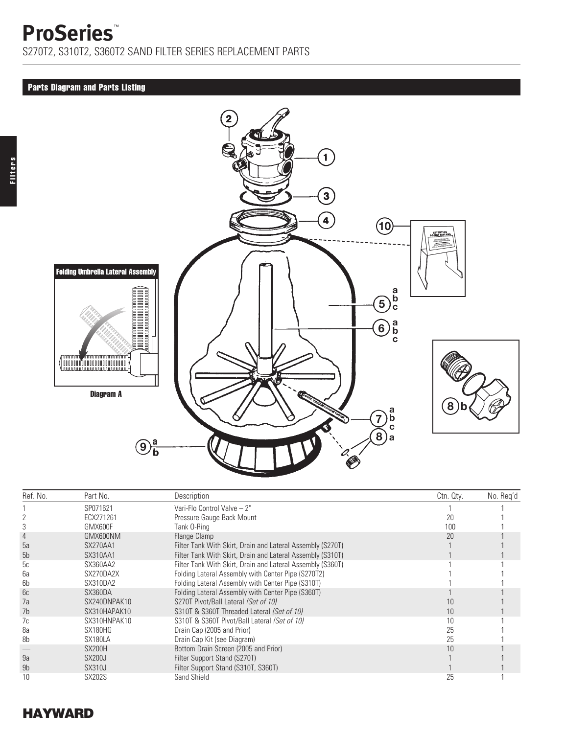# ProSeries™

S270T2, S310T2, S360T2 SAND FILTER SERIES REPLACEMENT PARTS

## Parts Diagram and Parts Listing

Folding Umbrella Lateral Assembly

Diagram A

| Ref. No. | Part No. | Description | Ctn. Qty. | No. Req'd |
|---|---|---|---|---|
| 1 | SP071621 | Vari-Flo Control Valve – 2" | 1 | 1 |
| 2 | ECX271261 | Pressure Gauge Back Mount | 20 | 1 |
| 3 | GMX600F | Tank O-Ring | 100 | 1 |
| 4 | GMX600NM | Flange Clamp | 20 | 1 |
| 5a | SX270AA1 | Filter Tank With Skirt, Drain and Lateral Assembly (S270T) | 1 | 1 |
| 5b | SX310AA1 | Filter Tank With Skirt, Drain and Lateral Assembly (S310T) | 1 | 1 |
| 5c | SX360AA2 | Filter Tank With Skirt, Drain and Lateral Assembly (S360T) | 1 | 1 |
| 6a | SX270DA2X | Folding Lateral Assembly with Center Pipe (S270T2) | 1 | 1 |
| 6b | SX310DA2 | Folding Lateral Assembly with Center Pipe (S310T) | 1 | 1 |
| 6c | SX360DA | Folding Lateral Assembly with Center Pipe (S360T) | 1 | 1 |
| 7a | SX240DNPAK10 | S270T Pivot/Ball Lateral *(Set of 10)* | 10 | 1 |
| 7b | SX310HAPAK10 | S310T & S360T Threaded Lateral *(Set of 10)* | 10 | 1 |
| 7c | SX310HNPAK10 | S310T & S360T Pivot/Ball Lateral *(Set of 10)* | 10 | 1 |
| 8a | SX180HG | Drain Cap (2005 and Prior) | 25 | 1 |
| 8b | SX180LA | Drain Cap Kit (see Diagram) | 25 | 1 |
| — | SX200H | Bottom Drain Screen (2005 and Prior) | 10 | 1 |
| 9a | SX200J | Filter Support Stand (S270T) | 1 | 1 |
| 9b | SX310J | Filter Support Stand (S310T, S360T) | 1 | 1 |
| 10 | SX202S | Sand Shield | 25 | 1 |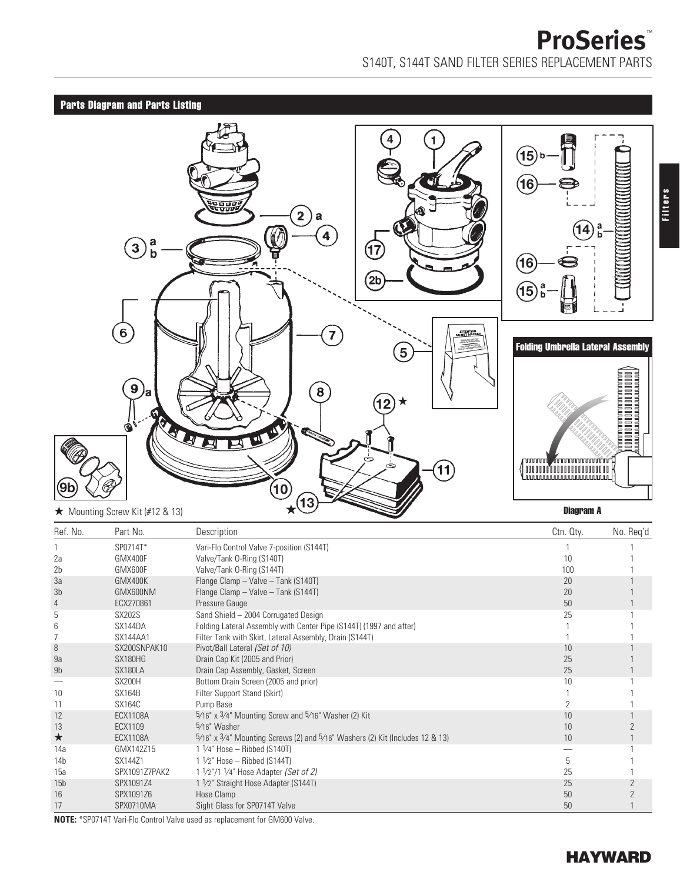# ProSeries™

S140T, S144T SAND FILTER SERIES REPLACEMENT PARTS

## Parts Diagram and Parts Listing

Folding Umbrella Lateral Assembly

★ Mounting Screw Kit (#12 & 13)

Diagram A

| Ref. No. | Part No. | Description | Ctn. Qty. | No. Req'd |
|---|---|---|---|---|
| 1 | SP0714T* | Vari-Flo Control Valve 7-position (S144T) | 1 | 1 |
| 2a | GMX400F | Valve/Tank O-Ring (S140T) | 10 | 1 |
| 2b | GMX600F | Valve/Tank O-Ring (S144T) | 100 | 1 |
| 3a | GMX400K | Flange Clamp – Valve – Tank (S140T) | 20 | 1 |
| 3b | GMX600NM | Flange Clamp – Valve – Tank (S144T) | 20 | 1 |
| 4 | ECX270861 | Pressure Gauge | 50 | 1 |
| 5 | SX202S | Sand Shield – 2004 Corrugated Design | 25 | 1 |
| 6 | SX144DA | Folding Lateral Assembly with Center Pipe (S144T) (1997 and after) | 1 | 1 |
| 7 | SX144AA1 | Filter Tank with Skirt, Lateral Assembly, Drain (S144T) | 1 | 1 |
| 8 | SX200SNPAK10 | Pivot/Ball Lateral *(Set of 10)* | 10 | 1 |
| 9a | SX180HG | Drain Cap Kit (2005 and Prior) | 25 | 1 |
| 9b | SX180LA | Drain Cap Assembly, Gasket, Screen | 25 | 1 |
| — | SX200H | Bottom Drain Screen (2005 and prior) | 10 | 1 |
| 10 | SX164B | Filter Support Stand (Skirt) | 1 | 1 |
| 11 | SX164C | Pump Base | 2 | 1 |
| 12 | ECX1108A | 5⁄16" x 3⁄4" Mounting Screw and 5⁄16" Washer (2) Kit | 10 | 1 |
| 13 | ECX1109 | 5⁄16" Washer | 10 | 2 |
| ★ | ECX1108A | 5⁄16" x 3⁄4" Mounting Screws (2) and 5⁄16" Washers (2) Kit (Includes 12 & 13) | 10 | 1 |
| 14a | GMX142Z15 | 1 1⁄4" Hose – Ribbed (S140T) | — | 1 |
| 14b | SX144Z1 | 1 1⁄2" Hose – Ribbed (S144T) | 5 | 1 |
| 15a | SPX1091Z7PAK2 | 1 1⁄2"/1 1⁄4" Hose Adapter *(Set of 2)* | 25 | 1 |
| 15b | SPX1091Z4 | 1 1⁄2" Straight Hose Adapter (S144T) | 25 | 2 |
| 16 | SPX1091Z6 | Hose Clamp | 50 | 2 |
| 17 | SPX0710MA | Sight Glass for SP0714T Valve | 50 | 1 |

**NOTE:** *SP0714T Vari-Flo Control Valve used as replacement for GM600 Valve.

HAYWARD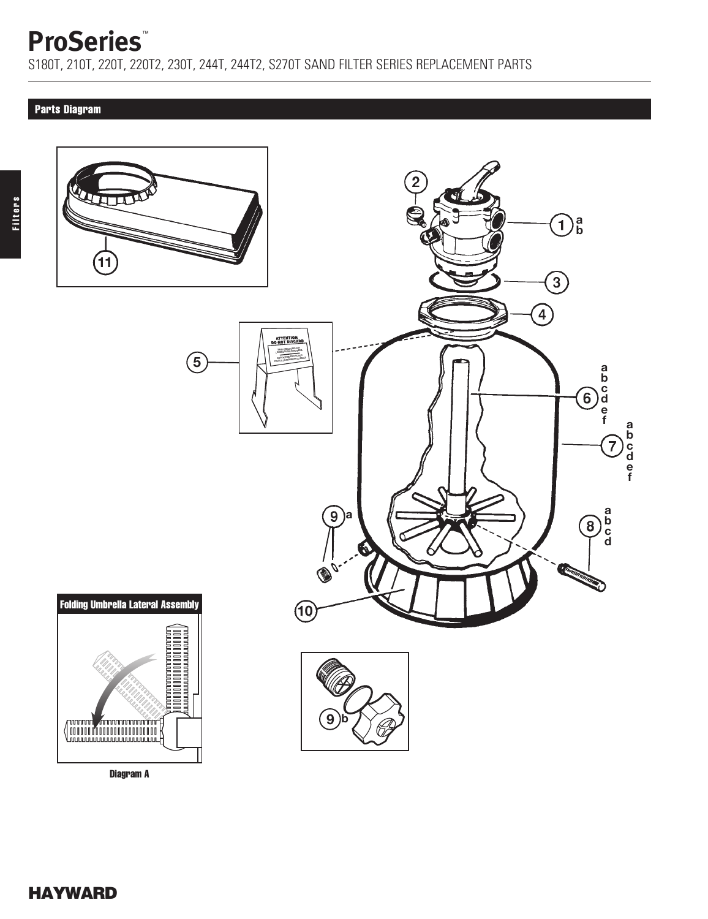# ProSeries™

S180T, 210T, 220T, 220T2, 230T, 244T, 244T2, S270T SAND FILTER SERIES REPLACEMENT PARTS

## Parts Diagram

Folding Umbrella Lateral Assembly

Diagram A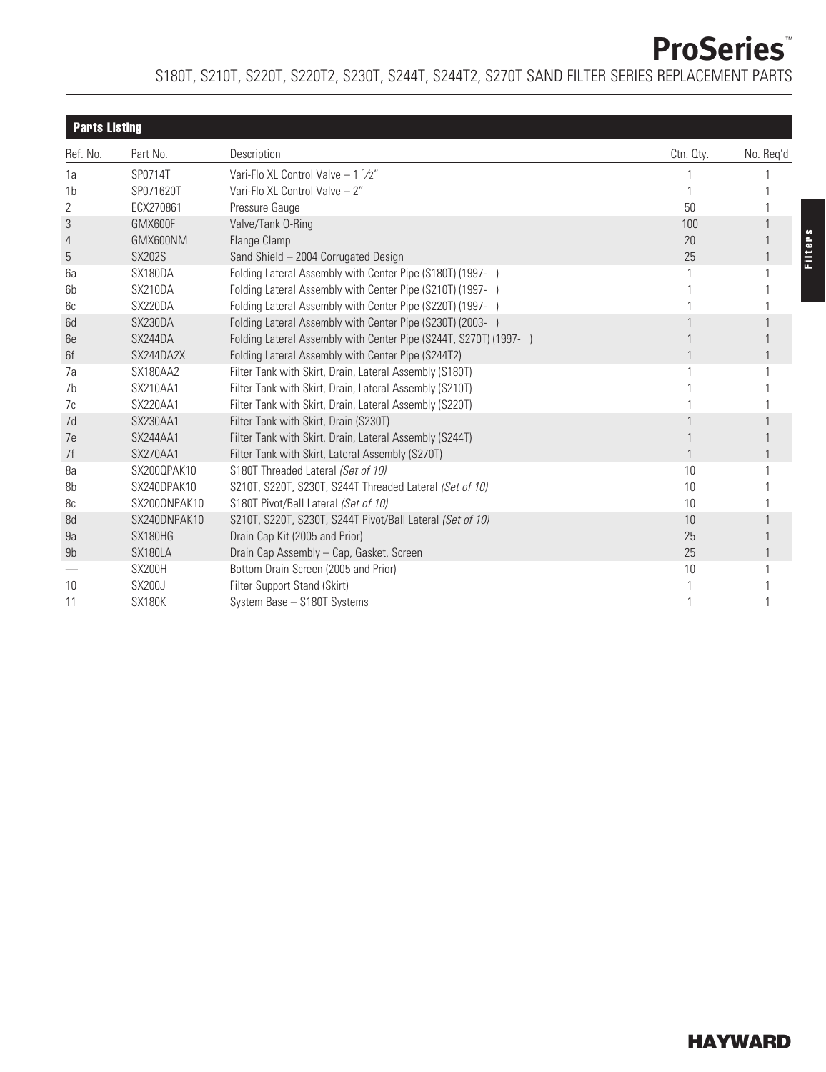# ProSeries™

## S180T, S210T, S220T, S220T2, S230T, S244T, S244T2, S270T SAND FILTER SERIES REPLACEMENT PARTS

### Parts Listing

| Ref. No. | Part No. | Description | Ctn. Qty. | No. Req'd |
|---|---|---|---|---|
| 1a | SP0714T | Vari-Flo XL Control Valve – 1 ½" | 1 | 1 |
| 1b | SP071620T | Vari-Flo XL Control Valve – 2" | 1 | 1 |
| 2 | ECX270861 | Pressure Gauge | 50 | 1 |
| 3 | GMX600F | Valve/Tank O-Ring | 100 | 1 |
| 4 | GMX600NM | Flange Clamp | 20 | 1 |
| 5 | SX202S | Sand Shield – 2004 Corrugated Design | 25 | 1 |
| 6a | SX180DA | Folding Lateral Assembly with Center Pipe (S180T) (1997- ) | 1 | 1 |
| 6b | SX210DA | Folding Lateral Assembly with Center Pipe (S210T) (1997- ) | 1 | 1 |
| 6c | SX220DA | Folding Lateral Assembly with Center Pipe (S220T) (1997- ) | 1 | 1 |
| 6d | SX230DA | Folding Lateral Assembly with Center Pipe (S230T) (2003- ) | 1 | 1 |
| 6e | SX244DA | Folding Lateral Assembly with Center Pipe (S244T, S270T) (1997- ) | 1 | 1 |
| 6f | SX244DA2X | Folding Lateral Assembly with Center Pipe (S244T2) | 1 | 1 |
| 7a | SX180AA2 | Filter Tank with Skirt, Drain, Lateral Assembly (S180T) | 1 | 1 |
| 7b | SX210AA1 | Filter Tank with Skirt, Drain, Lateral Assembly (S210T) | 1 | 1 |
| 7c | SX220AA1 | Filter Tank with Skirt, Drain, Lateral Assembly (S220T) | 1 | 1 |
| 7d | SX230AA1 | Filter Tank with Skirt, Drain (S230T) | 1 | 1 |
| 7e | SX244AA1 | Filter Tank with Skirt, Drain, Lateral Assembly (S244T) | 1 | 1 |
| 7f | SX270AA1 | Filter Tank with Skirt, Lateral Assembly (S270T) | 1 | 1 |
| 8a | SX200QPAK10 | S180T Threaded Lateral *(Set of 10)* | 10 | 1 |
| 8b | SX240DPAK10 | S210T, S220T, S230T, S244T Threaded Lateral *(Set of 10)* | 10 | 1 |
| 8c | SX200QNPAK10 | S180T Pivot/Ball Lateral *(Set of 10)* | 10 | 1 |
| 8d | SX240DNPAK10 | S210T, S220T, S230T, S244T Pivot/Ball Lateral *(Set of 10)* | 10 | 1 |
| 9a | SX180HG | Drain Cap Kit (2005 and Prior) | 25 | 1 |
| 9b | SX180LA | Drain Cap Assembly – Cap, Gasket, Screen | 25 | 1 |
| — | SX200H | Bottom Drain Screen (2005 and Prior) | 10 | 1 |
| 10 | SX200J | Filter Support Stand (Skirt) | 1 | 1 |
| 11 | SX180K | System Base – S180T Systems | 1 | 1 |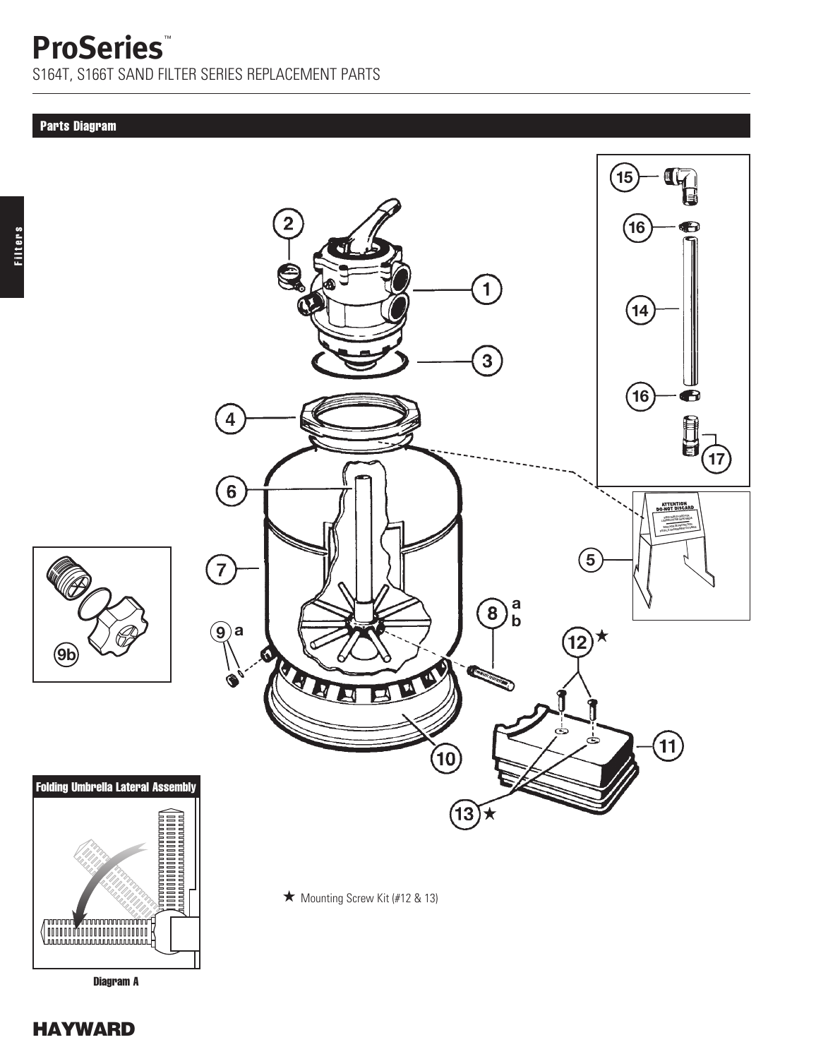# ProSeries™

S164T, S166T SAND FILTER SERIES REPLACEMENT PARTS

## Parts Diagram

★ Mounting Screw Kit (#12 & 13)

**Folding Umbrella Lateral Assembly**

**Diagram A**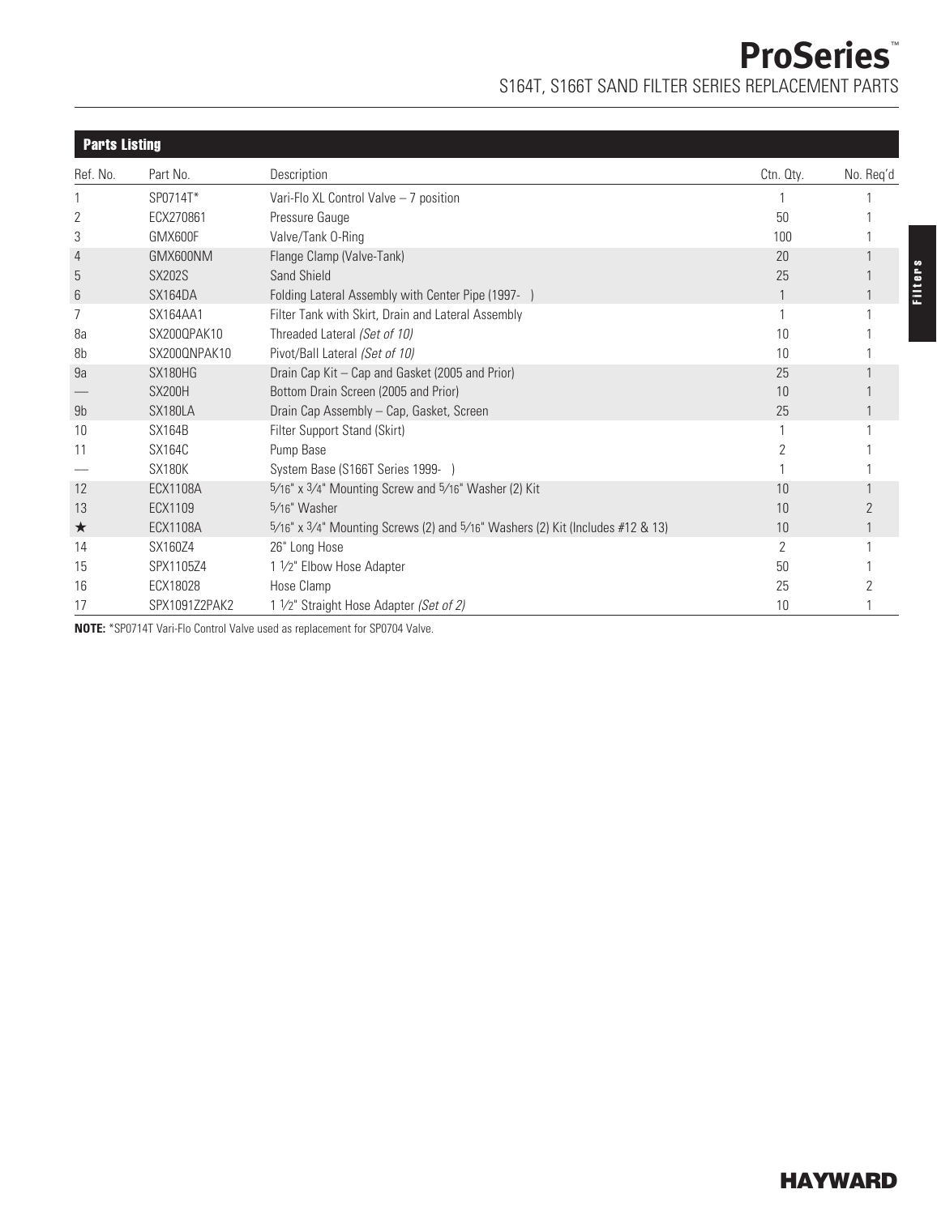# ProSeries™

S164T, S166T SAND FILTER SERIES REPLACEMENT PARTS

## Parts Listing

| Ref. No. | Part No. | Description | Ctn. Qty. | No. Req'd |
|---|---|---|---|---|
| 1 | SP0714T* | Vari-Flo XL Control Valve – 7 position | 1 | 1 |
| 2 | ECX270861 | Pressure Gauge | 50 | 1 |
| 3 | GMX600F | Valve/Tank O-Ring | 100 | 1 |
| 4 | GMX600NM | Flange Clamp (Valve-Tank) | 20 | 1 |
| 5 | SX202S | Sand Shield | 25 | 1 |
| 6 | SX164DA | Folding Lateral Assembly with Center Pipe (1997- ) | 1 | 1 |
| 7 | SX164AA1 | Filter Tank with Skirt, Drain and Lateral Assembly | 1 | 1 |
| 8a | SX200QPAK10 | Threaded Lateral *(Set of 10)* | 10 | 1 |
| 8b | SX200QNPAK10 | Pivot/Ball Lateral *(Set of 10)* | 10 | 1 |
| 9a | SX180HG | Drain Cap Kit – Cap and Gasket (2005 and Prior) | 25 | 1 |
| — | SX200H | Bottom Drain Screen (2005 and Prior) | 10 | 1 |
| 9b | SX180LA | Drain Cap Assembly – Cap, Gasket, Screen | 25 | 1 |
| 10 | SX164B | Filter Support Stand (Skirt) | 1 | 1 |
| 11 | SX164C | Pump Base | 2 | 1 |
| — | SX180K | System Base (S166T Series 1999- ) | 1 | 1 |
| 12 | ECX1108A | 5⁄16" x 3⁄4" Mounting Screw and 5⁄16" Washer (2) Kit | 10 | 1 |
| 13 | ECX1109 | 5⁄16" Washer | 10 | 2 |
| ★ | ECX1108A | 5⁄16" x 3⁄4" Mounting Screws (2) and 5⁄16" Washers (2) Kit (Includes #12 & 13) | 10 | 1 |
| 14 | SX160Z4 | 26" Long Hose | 2 | 1 |
| 15 | SPX1105Z4 | 1 1⁄2" Elbow Hose Adapter | 50 | 1 |
| 16 | ECX18028 | Hose Clamp | 25 | 2 |
| 17 | SPX1091Z2PAK2 | 1 1⁄2" Straight Hose Adapter *(Set of 2)* | 10 | 1 |

**NOTE:** *SP0714T Vari-Flo Control Valve used as replacement for SP0704 Valve.